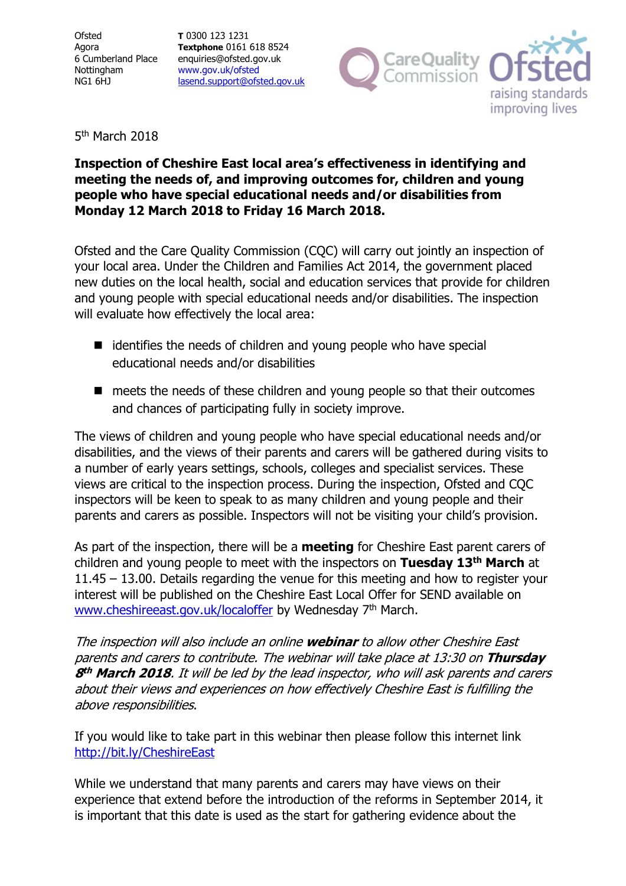Ofsted
Agora
6 Cumberland Place
Nottingham
NG1 6HJ

**T** 0300 123 1231
**Textphone** 0161 618 8524
enquiries@ofsted.gov.uk
www.gov.uk/ofsted
lasend.support@ofsted.gov.uk

Care Quality Commission | Ofsted — raising standards improving lives

5th March 2018

**Inspection of Cheshire East local area's effectiveness in identifying and meeting the needs of, and improving outcomes for, children and young people who have special educational needs and/or disabilities from Monday 12 March 2018 to Friday 16 March 2018.**

Ofsted and the Care Quality Commission (CQC) will carry out jointly an inspection of your local area. Under the Children and Families Act 2014, the government placed new duties on the local health, social and education services that provide for children and young people with special educational needs and/or disabilities. The inspection will evaluate how effectively the local area:

- identifies the needs of children and young people who have special educational needs and/or disabilities
- meets the needs of these children and young people so that their outcomes and chances of participating fully in society improve.

The views of children and young people who have special educational needs and/or disabilities, and the views of their parents and carers will be gathered during visits to a number of early years settings, schools, colleges and specialist services. These views are critical to the inspection process. During the inspection, Ofsted and CQC inspectors will be keen to speak to as many children and young people and their parents and carers as possible. Inspectors will not be visiting your child's provision.

As part of the inspection, there will be a **meeting** for Cheshire East parent carers of children and young people to meet with the inspectors on **Tuesday 13th March** at 11.45 – 13.00. Details regarding the venue for this meeting and how to register your interest will be published on the Cheshire East Local Offer for SEND available on www.cheshireeast.gov.uk/localoffer by Wednesday 7th March.

*The inspection will also include an online **webinar** to allow other Cheshire East parents and carers to contribute. The webinar will take place at 13:30 on **Thursday 8th March 2018**. It will be led by the lead inspector, who will ask parents and carers about their views and experiences on how effectively Cheshire East is fulfilling the above responsibilities.*

If you would like to take part in this webinar then please follow this internet link http://bit.ly/CheshireEast

While we understand that many parents and carers may have views on their experience that extend before the introduction of the reforms in September 2014, it is important that this date is used as the start for gathering evidence about the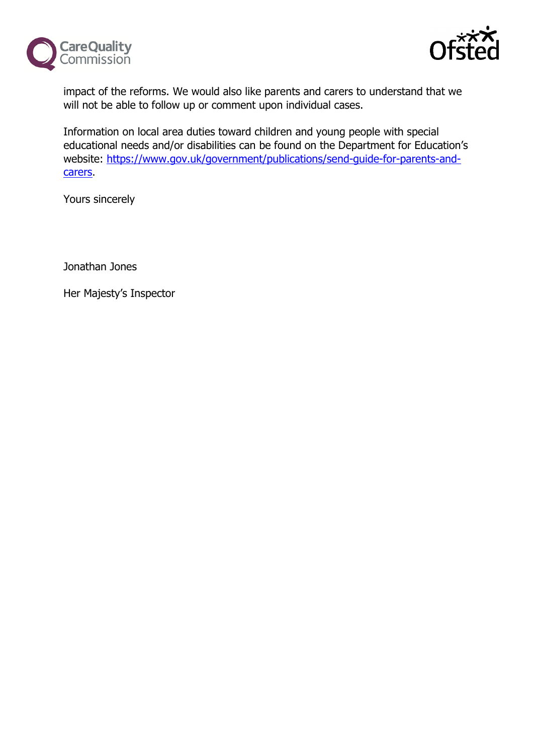impact of the reforms. We would also like parents and carers to understand that we will not be able to follow up or comment upon individual cases.

Information on local area duties toward children and young people with special educational needs and/or disabilities can be found on the Department for Education's website: [https://www.gov.uk/government/publications/send-guide-for-parents-and-carers](https://www.gov.uk/government/publications/send-guide-for-parents-and-carers).

Yours sincerely

Jonathan Jones

Her Majesty's Inspector